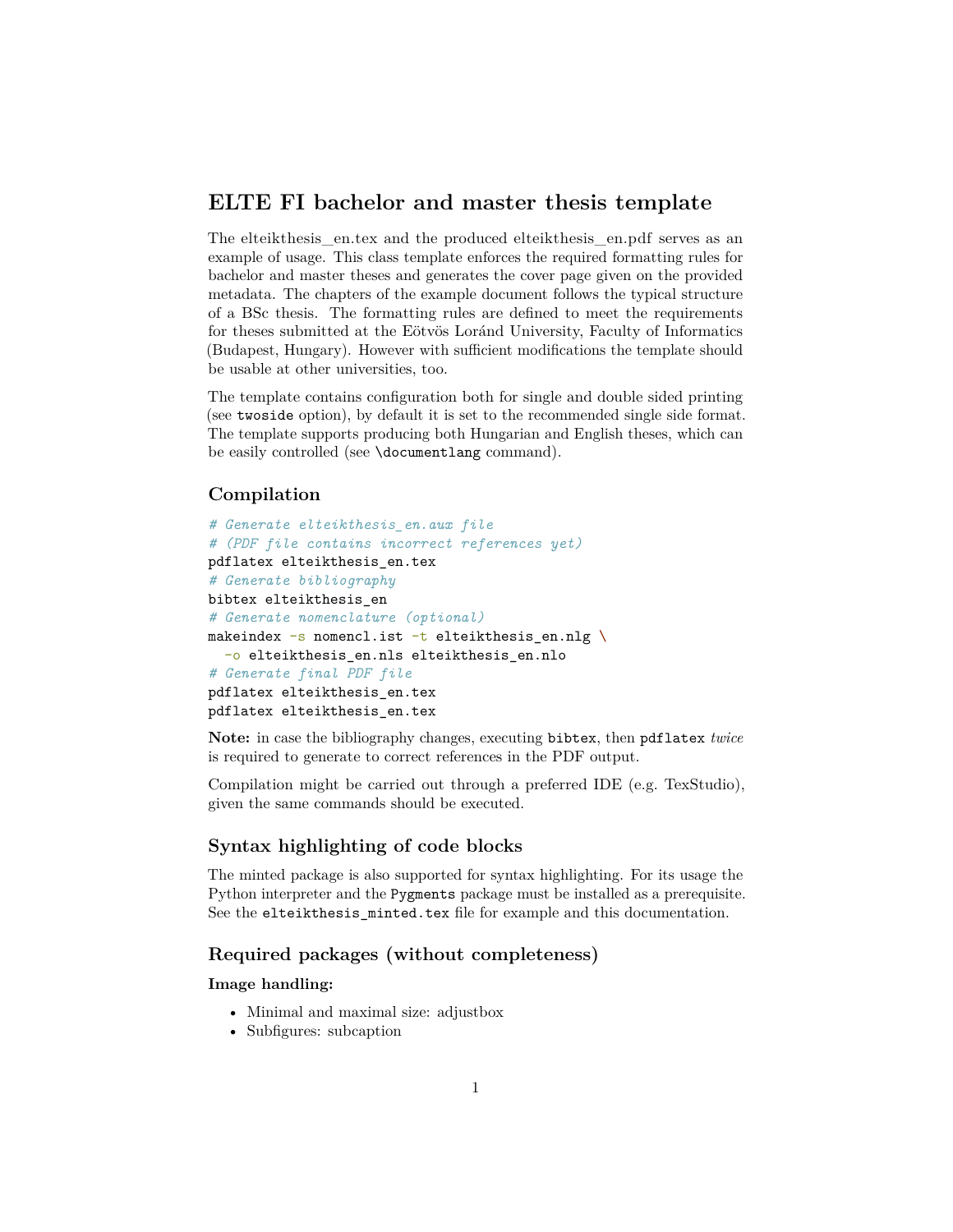# ELTE FI bachelor and master thesis template

The elteikthesis_en.tex and the produced elteikthesis_en.pdf serves as an example of usage. This class template enforces the required formatting rules for bachelor and master theses and generates the cover page given on the provided metadata. The chapters of the example document follows the typical structure of a BSc thesis. The formatting rules are defined to meet the requirements for theses submitted at the Eötvös Loránd University, Faculty of Informatics (Budapest, Hungary). However with sufficient modifications the template should be usable at other universities, too.

The template contains configuration both for single and double sided printing (see `twoside` option), by default it is set to the recommended single side format. The template supports producing both Hungarian and English theses, which can be easily controlled (see `\documentlang` command).

## Compilation

```
# Generate elteikthesis_en.aux file
# (PDF file contains incorrect references yet)
pdflatex elteikthesis_en.tex
# Generate bibliography
bibtex elteikthesis_en
# Generate nomenclature (optional)
makeindex -s nomencl.ist -t elteikthesis_en.nlg \
  -o elteikthesis_en.nls elteikthesis_en.nlo
# Generate final PDF file
pdflatex elteikthesis_en.tex
pdflatex elteikthesis_en.tex
```

**Note:** in case the bibliography changes, executing `bibtex`, then `pdflatex` *twice* is required to generate to correct references in the PDF output.

Compilation might be carried out through a preferred IDE (e.g. TexStudio), given the same commands should be executed.

## Syntax highlighting of code blocks

The minted package is also supported for syntax highlighting. For its usage the Python interpreter and the `Pygments` package must be installed as a prerequisite. See the `elteikthesis_minted.tex` file for example and this documentation.

## Required packages (without completeness)

**Image handling:**

- Minimal and maximal size: adjustbox
- Subfigures: subcaption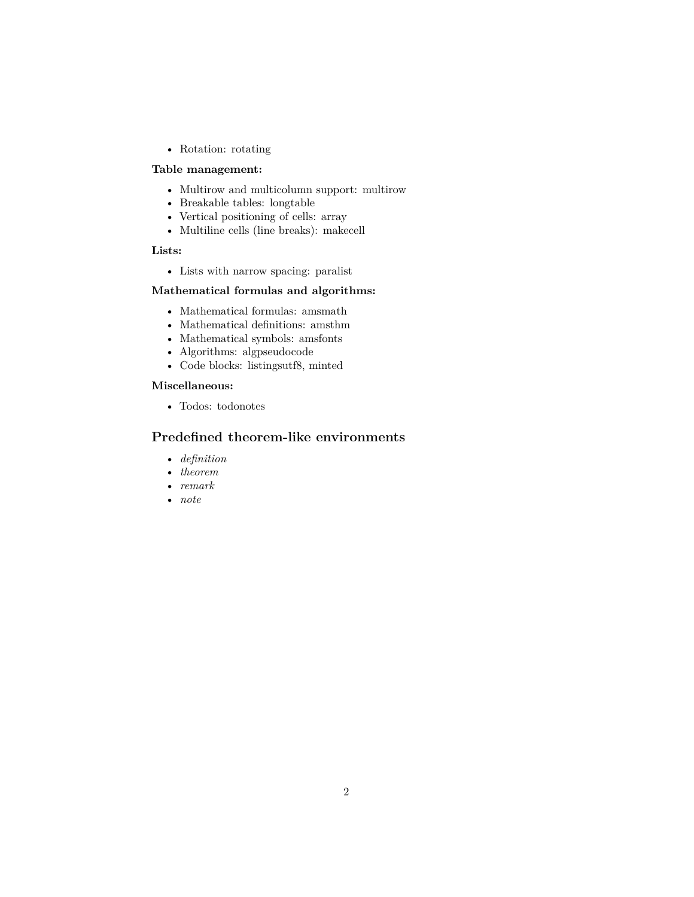- Rotation: rotating

**Table management:**

- Multirow and multicolumn support: multirow
- Breakable tables: longtable
- Vertical positioning of cells: array
- Multiline cells (line breaks): makecell

**Lists:**

- Lists with narrow spacing: paralist

**Mathematical formulas and algorithms:**

- Mathematical formulas: amsmath
- Mathematical definitions: amsthm
- Mathematical symbols: amsfonts
- Algorithms: algpseudocode
- Code blocks: listingsutf8, minted

**Miscellaneous:**

- Todos: todonotes

## Predefined theorem-like environments

- *definition*
- *theorem*
- *remark*
- *note*